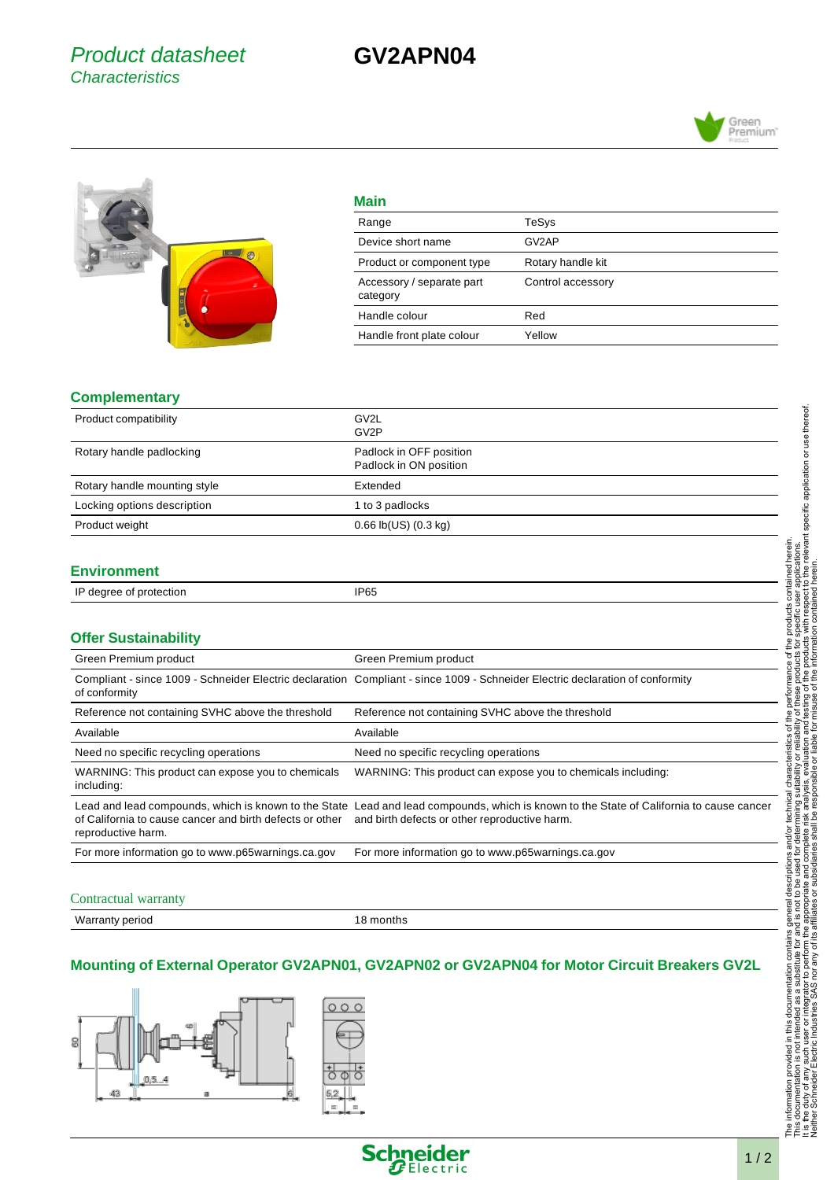# Product datasheet
## Characteristics

# GV2APN04

## Main

| | |
|---|---|
| Range | TeSys |
| Device short name | GV2AP |
| Product or component type | Rotary handle kit |
| Accessory / separate part category | Control accessory |
| Handle colour | Red |
| Handle front plate colour | Yellow |

## Complementary

| | |
|---|---|
| Product compatibility | GV2L<br>GV2P |
| Rotary handle padlocking | Padlock in OFF position<br>Padlock in ON position |
| Rotary handle mounting style | Extended |
| Locking options description | 1 to 3 padlocks |
| Product weight | 0.66 lb(US) (0.3 kg) |

## Environment

| | |
|---|---|
| IP degree of protection | IP65 |

## Offer Sustainability

| | |
|---|---|
| Green Premium product | Green Premium product |
| Compliant - since 1009 - Schneider Electric declaration of conformity | Compliant - since 1009 - Schneider Electric declaration of conformity |
| Reference not containing SVHC above the threshold | Reference not containing SVHC above the threshold |
| Available | Available |
| Need no specific recycling operations | Need no specific recycling operations |
| WARNING: This product can expose you to chemicals including: | WARNING: This product can expose you to chemicals including: |
| Lead and lead compounds, which is known to the State of California to cause cancer and birth defects or other reproductive harm. | Lead and lead compounds, which is known to the State of California to cause cancer and birth defects or other reproductive harm. |
| For more information go to www.p65warnings.ca.gov | For more information go to www.p65warnings.ca.gov |

## Contractual warranty

| | |
|---|---|
| Warranty period | 18 months |

## Mounting of External Operator GV2APN01, GV2APN02 or GV2APN04 for Motor Circuit Breakers GV2L

The information provided in this documentation contains general descriptions and/or technical characteristics of the performance of the products contained herein.
This documentation is not intended as a substitute for and is not to be used for determining suitability or reliability of these products for specific user applications.
It is the duty of any such user or integrator to perform the appropriate and complete risk analysis, evaluation and testing of the products with respect to the relevant specific application or use thereof.
Neither Schneider Electric Industries SAS nor any of its affiliates or subsidiaries shall be responsible or liable for misuse of the information contained herein.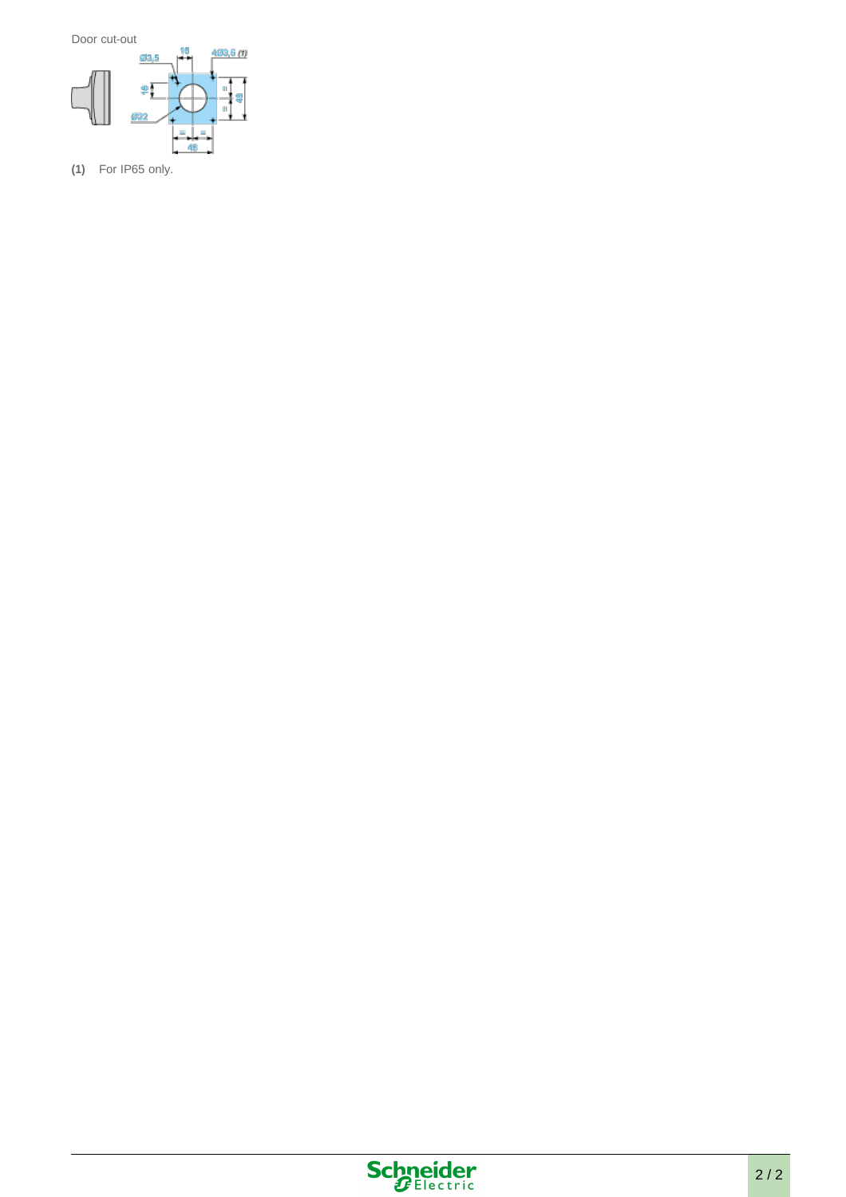Door cut-out

(1) For IP65 only.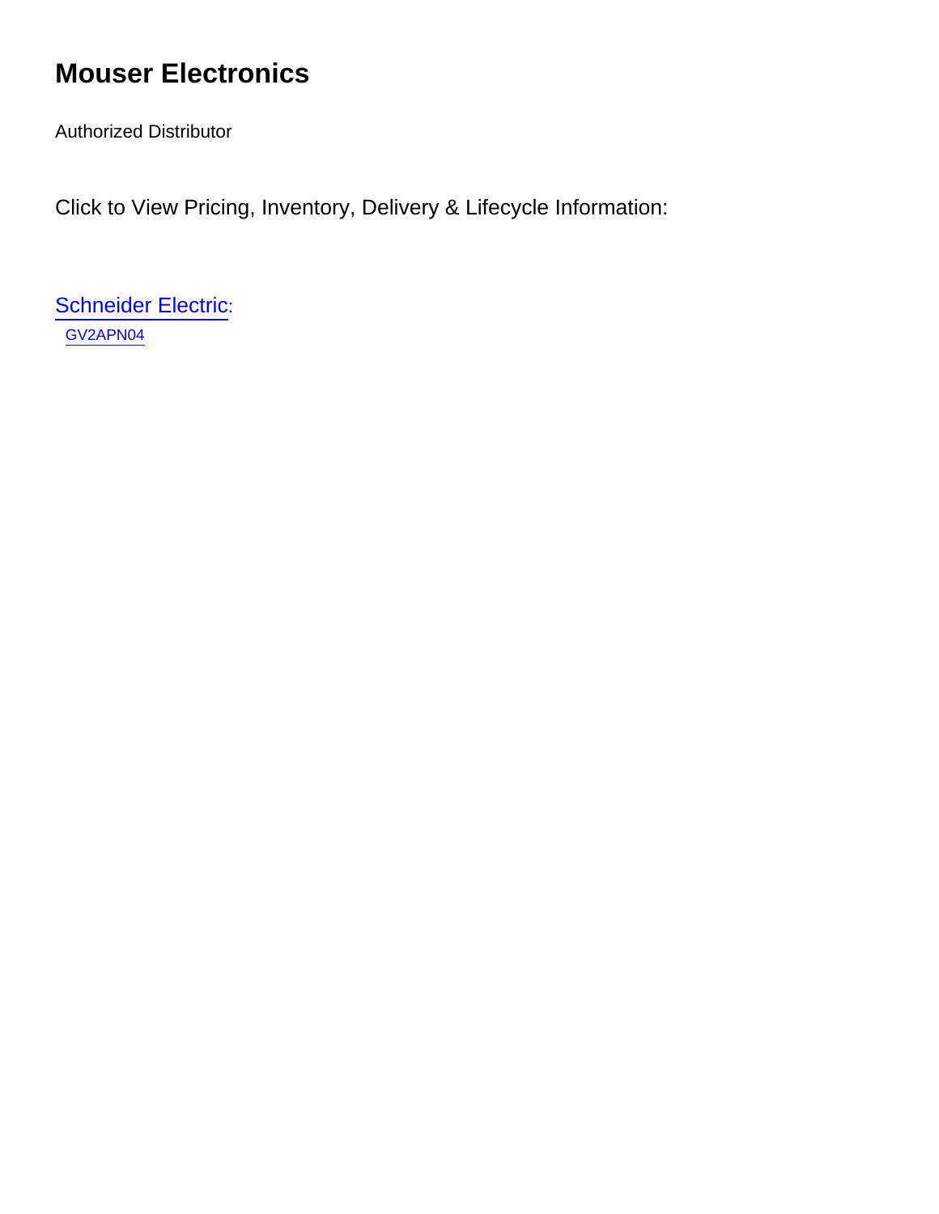# Mouser Electronics

Authorized Distributor

Click to View Pricing, Inventory, Delivery & Lifecycle Information:

Schneider Electric:

GV2APN04